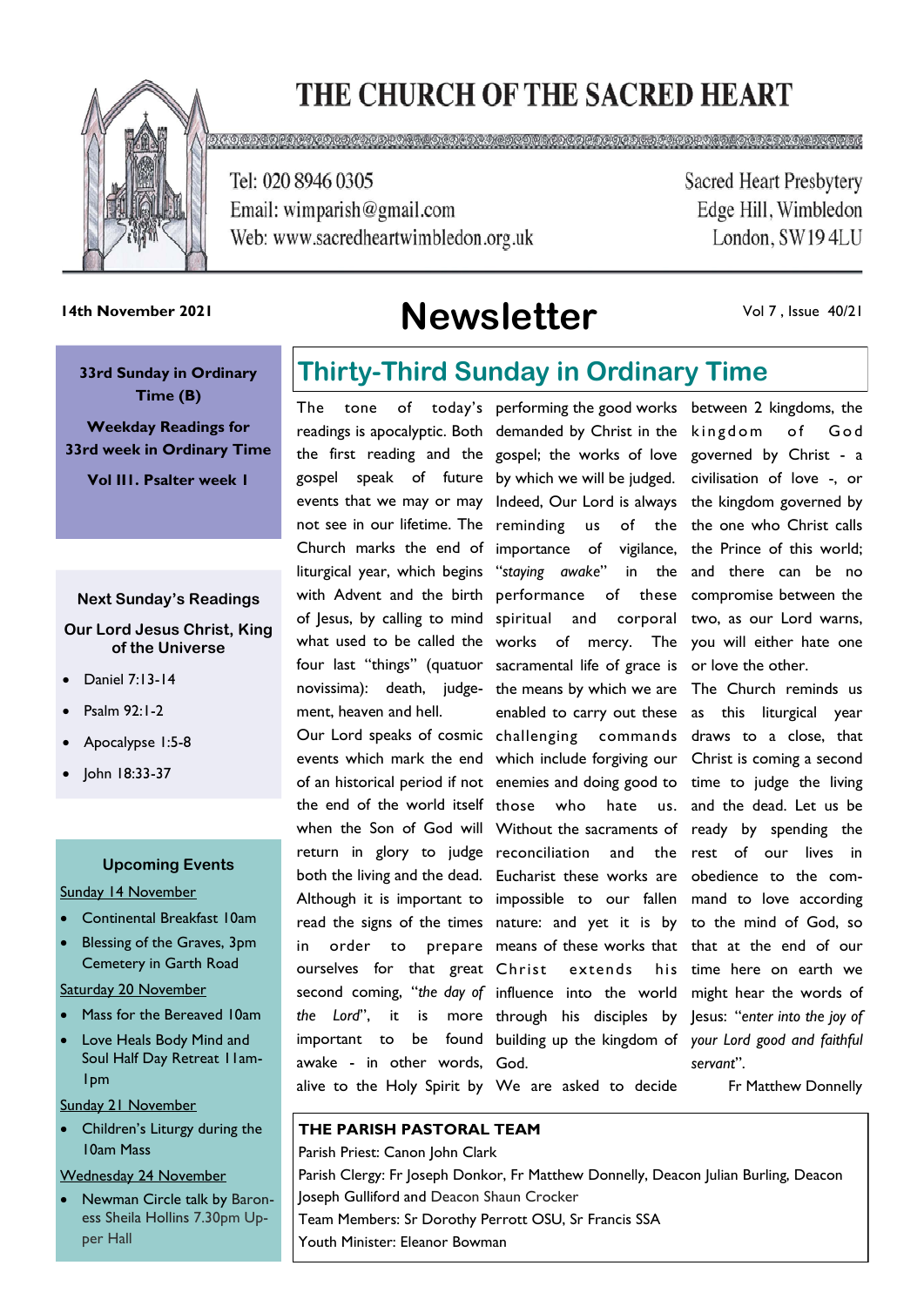# THE CHURCH OF THE SACRED HEART

Tel: 020 8946 0305
Email: wimparish@gmail.com
Web: www.sacredheartwimbledon.org.uk

Sacred Heart Presbytery
Edge Hill, Wimbledon
London, SW19 4LU

**14th November 2021**

# Newsletter

Vol 7 , Issue 40/21

**33rd Sunday in Ordinary Time (B)**

**Weekday Readings for 33rd week in Ordinary Time**

**Vol III. Psalter week I**

**Next Sunday's Readings**

**Our Lord Jesus Christ, King of the Universe**

- Daniel 7:13-14
- Psalm 92:1-2
- Apocalypse 1:5-8
- John 18:33-37

**Upcoming Events**

Sunday 14 November

- Continental Breakfast 10am
- Blessing of the Graves, 3pm Cemetery in Garth Road

Saturday 20 November

- Mass for the Bereaved 10am
- Love Heals Body Mind and Soul Half Day Retreat 11am-1pm

Sunday 21 November

- Children's Liturgy during the 10am Mass

Wednesday 24 November

- Newman Circle talk by Baroness Sheila Hollins 7.30pm Upper Hall

## Thirty-Third Sunday in Ordinary Time

The tone of today's readings is apocalyptic. Both the first reading and the gospel speak of future events that we may or may not see in our lifetime. The Church marks the end of liturgical year, which begins with Advent and the birth of Jesus, by calling to mind what used to be called the four last "things" (quatuor novissima): death, judgement, heaven and hell.

Our Lord speaks of cosmic events which mark the end of an historical period if not the end of the world itself when the Son of God will return in glory to judge both the living and the dead. Although it is important to read the signs of the times in order to prepare ourselves for that great second coming, "*the day of the Lord*", it is more important to be found awake - in other words, alive to the Holy Spirit by performing the good works demanded by Christ in the gospel; the works of love by which we will be judged. Indeed, Our Lord is always reminding us of the importance of vigilance, "*staying awake*" in the performance of these spiritual and corporal works of mercy. The sacramental life of grace is the means by which we are enabled to carry out these challenging commands which include forgiving our enemies and doing good to those who hate us. Without the sacraments of reconciliation and the Eucharist these works are impossible to our fallen nature: and yet it is by means of these works that Christ extends his influence into the world through his disciples by building up the kingdom of God.

We are asked to decide between 2 kingdoms, the kingdom of God governed by Christ - a civilisation of love -, or the kingdom governed by the one who Christ calls the Prince of this world; and there can be no compromise between the two, as our Lord warns, you will either hate one or love the other.

The Church reminds us as this liturgical year draws to a close, that Christ is coming a second time to judge the living and the dead. Let us be ready by spending the rest of our lives in obedience to the command to love according to the mind of God, so that at the end of our time here on earth we might hear the words of Jesus: "*enter into the joy of your Lord good and faithful servant*".

Fr Matthew Donnelly

**THE PARISH PASTORAL TEAM**

Parish Priest: Canon John Clark

Parish Clergy: Fr Joseph Donkor, Fr Matthew Donnelly, Deacon Julian Burling, Deacon Joseph Gulliford and Deacon Shaun Crocker

Team Members: Sr Dorothy Perrott OSU, Sr Francis SSA

Youth Minister: Eleanor Bowman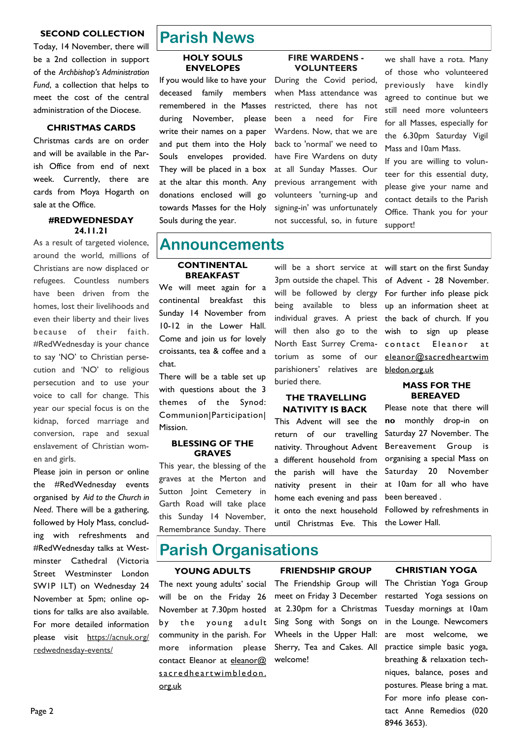### SECOND COLLECTION

Today, 14 November, there will be a 2nd collection in support of the *Archbishop's Administration Fund*, a collection that helps to meet the cost of the central administration of the Diocese.

### CHRISTMAS CARDS

Christmas cards are on order and will be available in the Parish Office from end of next week. Currently, there are cards from Moya Hogarth on sale at the Office.

### #REDWEDNESDAY 24.11.21

As a result of targeted violence, around the world, millions of Christians are now displaced or refugees. Countless numbers have been driven from the homes, lost their livelihoods and even their liberty and their lives because of their faith. #RedWednesday is your chance to say 'NO' to Christian persecution and 'NO' to religious persecution and to use your voice to call for change. This year our special focus is on the kidnap, forced marriage and conversion, rape and sexual enslavement of Christian women and girls.

Please join in person or online the #RedWednesday events organised by *Aid to the Church in Need*. There will be a gathering, followed by Holy Mass, concluding with refreshments and #RedWednesday talks at Westminster Cathedral (Victoria Street Westminster London SW1P 1LT) on Wednesday 24 November at 5pm; online options for talks are also available. For more detailed information please visit https://acnuk.org/redwednesday-events/

# Parish News

### HOLY SOULS ENVELOPES

If you would like to have your deceased family members remembered in the Masses during November, please write their names on a paper and put them into the Holy Souls envelopes provided. They will be placed in a box at the altar this month. Any donations enclosed will go towards Masses for the Holy Souls during the year.

### FIRE WARDENS - VOLUNTEERS

During the Covid period, when Mass attendance was restricted, there has not been a need for Fire Wardens. Now, that we are back to 'normal' we need to have Fire Wardens on duty at all Sunday Masses. Our previous arrangement with volunteers 'turning-up and signing-in' was unfortunately not successful, so, in future we shall have a rota. Many of those who volunteered previously have kindly agreed to continue but we still need more volunteers for all Masses, especially for the 6.30pm Saturday Vigil Mass and 10am Mass.

If you are willing to volunteer for this essential duty, please give your name and contact details to the Parish Office. Thank you for your support!

# Announcements

### CONTINENTAL BREAKFAST

We will meet again for a continental breakfast this Sunday 14 November from 10-12 in the Lower Hall. Come and join us for lovely croissants, tea & coffee and a chat.

There will be a table set up with questions about the 3 themes of the Synod: Communion|Participation|Mission.

### BLESSING OF THE GRAVES

This year, the blessing of the graves at the Merton and Sutton Joint Cemetery in Garth Road will take place this Sunday 14 November, Remembrance Sunday. There will be a short service at 3pm outside the chapel. This will be followed by clergy being available to bless individual graves. A priest will then also go to the North East Surrey Crematorium as some of our parishioners' relatives are buried there.

### THE TRAVELLING NATIVITY IS BACK

This Advent will see the return of our travelling nativity. Throughout Advent a different household from the parish will have the nativity present in their home each evening and pass it onto the next household until Christmas Eve. This will start on the first Sunday of Advent - 28 November. For further info please pick up an information sheet at the back of church. If you wish to sign up please contact Eleanor at eleanor@sacredheartwimbledon.org.uk

### MASS FOR THE BEREAVED

Please note that there will **no** monthly drop-in on Saturday 27 November. The Bereavement Group is organising a special Mass on Saturday 20 November at 10am for all who have been bereaved .

Followed by refreshments in the Lower Hall.

# Parish Organisations

### YOUNG ADULTS

The next young adults' social will be on the Friday 26 November at 7.30pm hosted by the young adult community in the parish. For more information please contact Eleanor at eleanor@sacredheartwimbledon.org.uk

### FRIENDSHIP GROUP

The Friendship Group will meet on Friday 3 December at 2.30pm for a Christmas Sing Song with Songs on Wheels in the Upper Hall: Sherry, Tea and Cakes. All welcome!

### CHRISTIAN YOGA

The Christian Yoga Group restarted Yoga sessions on Tuesday mornings at 10am in the Lounge. Newcomers are most welcome, we practice simple basic yoga, breathing & relaxation techniques, balance, poses and postures. Please bring a mat. For more info please contact Anne Remedios (020 8946 3653).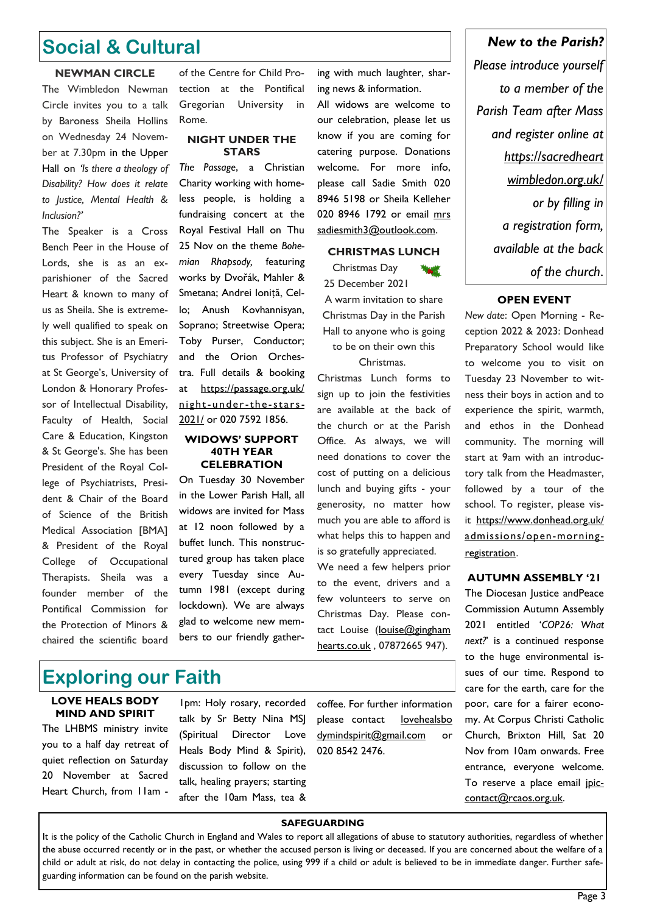# Social & Cultural

### NEWMAN CIRCLE

The Wimbledon Newman Circle invites you to a talk by Baroness Sheila Hollins on Wednesday 24 November at 7.30pm in the Upper Hall on *'Is there a theology of Disability? How does it relate to Justice, Mental Health & Inclusion?'*

The Speaker is a Cross Bench Peer in the House of Lords, she is as an ex-parishioner of the Sacred Heart & known to many of us as Sheila. She is extremely well qualified to speak on this subject. She is an Emeritus Professor of Psychiatry at St George's, University of London & Honorary Professor of Intellectual Disability, Faculty of Health, Social Care & Education, Kingston & St George's. She has been President of the Royal College of Psychiatrists, President & Chair of the Board of Science of the British Medical Association [BMA] & President of the Royal College of Occupational Therapists. Sheila was a founder member of the Pontifical Commission for the Protection of Minors & chaired the scientific board of the Centre for Child Protection at the Pontifical Gregorian University in Rome.

### NIGHT UNDER THE STARS

*The Passage*, a Christian Charity working with homeless people, is holding a fundraising concert at the Royal Festival Hall on Thu 25 Nov on the theme *Bohemian Rhapsody,* featuring works by Dvořák, Mahler & Smetana; Andrei Ioniță, Cello; Anush Kovhannisyan, Soprano; Streetwise Opera; Toby Purser, Conductor; and the Orion Orchestra. Full details & booking at https://passage.org.uk/night-under-the-stars-2021/ or 020 7592 1856.

### WIDOWS' SUPPORT 40TH YEAR CELEBRATION

On Tuesday 30 November in the Lower Parish Hall, all widows are invited for Mass at 12 noon followed by a buffet lunch. This nonstructured group has taken place every Tuesday since Autumn 1981 (except during lockdown). We are always glad to welcome new members to our friendly gathering with much laughter, sharing news & information.

All widows are welcome to our celebration, please let us know if you are coming for catering purpose. Donations welcome. For more info, please call Sadie Smith 020 8946 5198 or Sheila Kelleher 020 8946 1792 or email mrssadiesmith3@outlook.com.

### CHRISTMAS LUNCH

Christmas Day
25 December 2021

A warm invitation to share Christmas Day in the Parish Hall to anyone who is going to be on their own this Christmas.

Christmas Lunch forms to sign up to join the festivities are available at the back of the church or at the Parish Office. As always, we will need donations to cover the cost of putting on a delicious lunch and buying gifts - your generosity, no matter how much you are able to afford is what helps this to happen and is so gratefully appreciated.

We need a few helpers prior to the event, drivers and a few volunteers to serve on Christmas Day. Please contact Louise (louise@ginghamhearts.co.uk , 07872665 947).

***New to the Parish?***
*Please introduce yourself to a member of the Parish Team after Mass and register online at https://sacredheartwimbledon.org.uk/ or by filling in a registration form, available at the back of the church.*

### OPEN EVENT

*New date*: Open Morning - Reception 2022 & 2023: Donhead Preparatory School would like to welcome you to visit on Tuesday 23 November to witness their boys in action and to experience the spirit, warmth, and ethos in the Donhead community. The morning will start at 9am with an introductory talk from the Headmaster, followed by a tour of the school. To register, please visit https://www.donhead.org.uk/admissions/open-morning-registration.

### AUTUMN ASSEMBLY '21

The Diocesan Justice andPeace Commission Autumn Assembly 2021 entitled '*COP26: What next?*' is a continued response to the huge environmental issues of our time. Respond to care for the earth, care for the poor, care for a fairer economy. At Corpus Christi Catholic Church, Brixton Hill, Sat 20 Nov from 10am onwards. Free entrance, everyone welcome. To reserve a place email jpic-contact@rcaos.org.uk.

# Exploring our Faith

### LOVE HEALS BODY MIND AND SPIRIT

The LHBMS ministry invite you to a half day retreat of quiet reflection on Saturday 20 November at Sacred Heart Church, from 11am - 1pm: Holy rosary, recorded talk by Sr Betty Nina MSJ (Spiritual Director Love Heals Body Mind & Spirit), discussion to follow on the talk, healing prayers; starting after the 10am Mass, tea & coffee. For further information please contact lovehealsbodymindspirit@gmail.com or 020 8542 2476.

### SAFEGUARDING

It is the policy of the Catholic Church in England and Wales to report all allegations of abuse to statutory authorities, regardless of whether the abuse occurred recently or in the past, or whether the accused person is living or deceased. If you are concerned about the welfare of a child or adult at risk, do not delay in contacting the police, using 999 if a child or adult is believed to be in immediate danger. Further safeguarding information can be found on the parish website.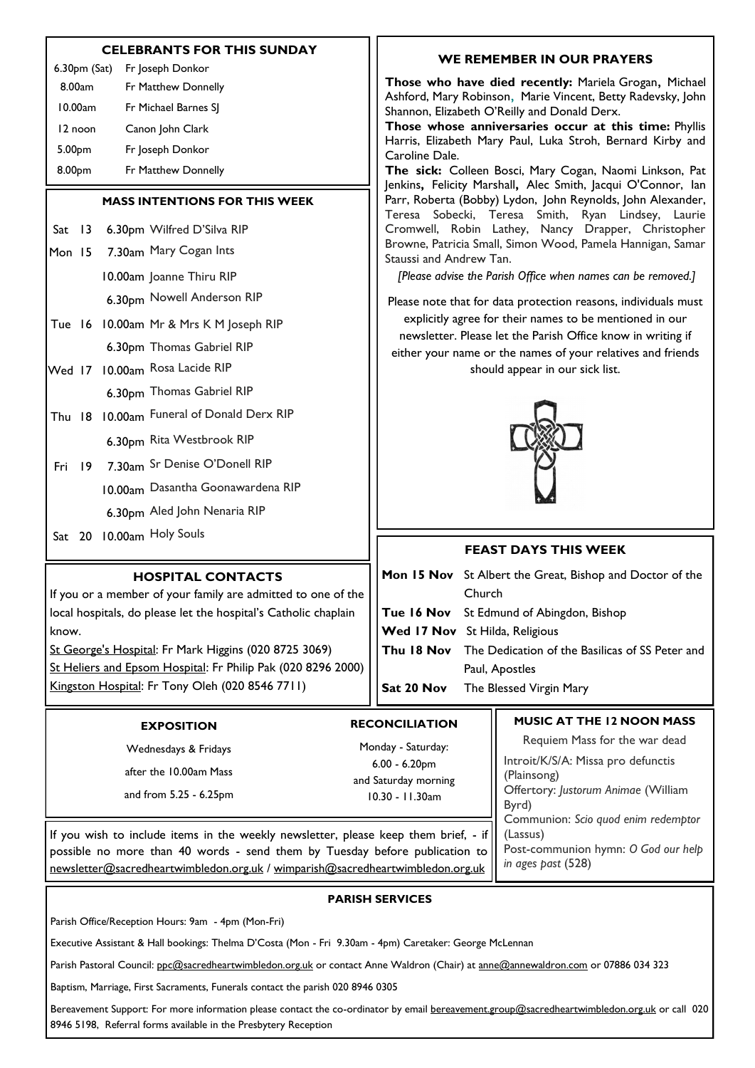## CELEBRANTS FOR THIS SUNDAY

| | |
|---|---|
| 6.30pm (Sat) | Fr Joseph Donkor |
| 8.00am | Fr Matthew Donnelly |
| 10.00am | Fr Michael Barnes SJ |
| 12 noon | Canon John Clark |
| 5.00pm | Fr Joseph Donkor |
| 8.00pm | Fr Matthew Donnelly |

## MASS INTENTIONS FOR THIS WEEK

| | | |
|---|---|---|
| Sat 13 | 6.30pm | Wilfred D'Silva RIP |
| Mon 15 | 7.30am | Mary Cogan Ints |
| | 10.00am | Joanne Thiru RIP |
| | 6.30pm | Nowell Anderson RIP |
| Tue 16 | 10.00am | Mr & Mrs K M Joseph RIP |
| | 6.30pm | Thomas Gabriel RIP |
| Wed 17 | 10.00am | Rosa Lacide RIP |
| | 6.30pm | Thomas Gabriel RIP |
| Thu 18 | 10.00am | Funeral of Donald Derx RIP |
| | 6.30pm | Rita Westbrook RIP |
| Fri 19 | 7.30am | Sr Denise O'Donell RIP |
| | 10.00am | Dasantha Goonawardena RIP |
| | 6.30pm | Aled John Nenaria RIP |
| Sat 20 | 10.00am | Holy Souls |

## HOSPITAL CONTACTS

If you or a member of your family are admitted to one of the local hospitals, do please let the hospital's Catholic chaplain know.

St George's Hospital: Fr Mark Higgins (020 8725 3069)
St Heliers and Epsom Hospital: Fr Philip Pak (020 8296 2000)
Kingston Hospital: Fr Tony Oleh (020 8546 7711)

## WE REMEMBER IN OUR PRAYERS

**Those who have died recently:** Mariela Grogan, Michael Ashford, Mary Robinson, Marie Vincent, Betty Radevsky, John Shannon, Elizabeth O'Reilly and Donald Derx.

**Those whose anniversaries occur at this time:** Phyllis Harris, Elizabeth Mary Paul, Luka Stroh, Bernard Kirby and Caroline Dale.

**The sick:** Colleen Bosci, Mary Cogan, Naomi Linkson, Pat Jenkins, Felicity Marshall, Alec Smith, Jacqui O'Connor, Ian Parr, Roberta (Bobby) Lydon, John Reynolds, John Alexander, Teresa Sobecki, Teresa Smith, Ryan Lindsey, Laurie Cromwell, Robin Lathey, Nancy Drapper, Christopher Browne, Patricia Small, Simon Wood, Pamela Hannigan, Samar Staussi and Andrew Tan.

*[Please advise the Parish Office when names can be removed.]*

Please note that for data protection reasons, individuals must explicitly agree for their names to be mentioned in our newsletter. Please let the Parish Office know in writing if either your name or the names of your relatives and friends should appear in our sick list.

## FEAST DAYS THIS WEEK

| | |
|---|---|
| **Mon 15 Nov** | St Albert the Great, Bishop and Doctor of the Church |
| **Tue 16 Nov** | St Edmund of Abingdon, Bishop |
| **Wed 17 Nov** | St Hilda, Religious |
| **Thu 18 Nov** | The Dedication of the Basilicas of SS Peter and Paul, Apostles |
| **Sat 20 Nov** | The Blessed Virgin Mary |

## EXPOSITION

Wednesdays & Fridays
after the 10.00am Mass
and from 5.25 - 6.25pm

## RECONCILIATION

Monday - Saturday:
6.00 - 6.20pm
and Saturday morning
10.30 - 11.30am

If you wish to include items in the weekly newsletter, please keep them brief, - if possible no more than 40 words - send them by Tuesday before publication to newsletter@sacredheartwimbledon.org.uk / wimparish@sacredheartwimbledon.org.uk

## MUSIC AT THE 12 NOON MASS

Requiem Mass for the war dead

Introit/K/S/A: Missa pro defunctis (Plainsong)
Offertory: *Justorum Animae* (William Byrd)
Communion: *Scio quod enim redemptor* (Lassus)
Post-communion hymn: *O God our help in ages past* (528)

## PARISH SERVICES

Parish Office/Reception Hours: 9am - 4pm (Mon-Fri)

Executive Assistant & Hall bookings: Thelma D'Costa (Mon - Fri 9.30am - 4pm) Caretaker: George McLennan

Parish Pastoral Council: ppc@sacredheartwimbledon.org.uk or contact Anne Waldron (Chair) at anne@annewaldron.com or 07886 034 323

Baptism, Marriage, First Sacraments, Funerals contact the parish 020 8946 0305

Bereavement Support: For more information please contact the co-ordinator by email bereavement.group@sacredheartwimbledon.org.uk or call 020 8946 5198, Referral forms available in the Presbytery Reception